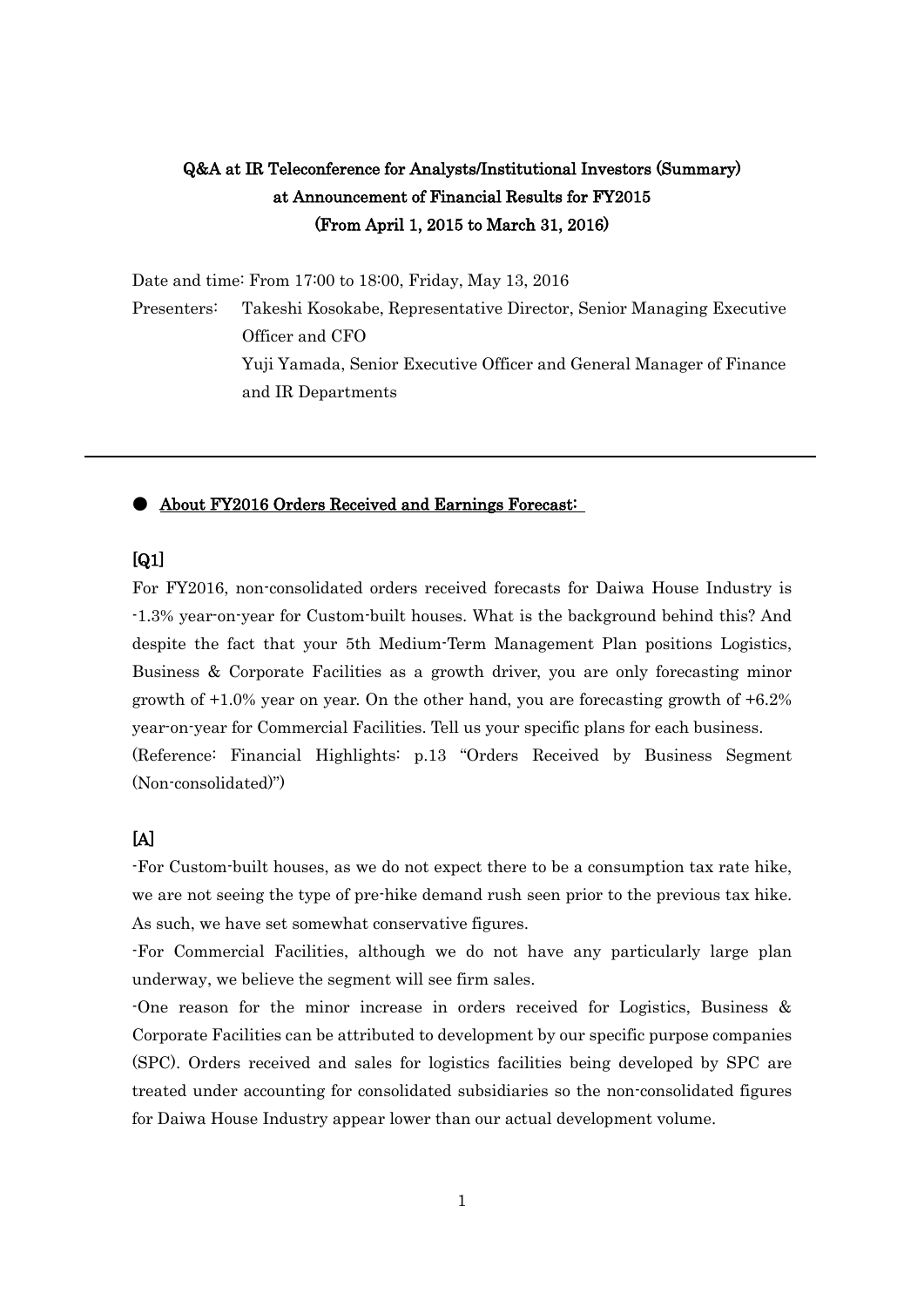# Q&A at IR Teleconference for Analysts/Institutional Investors (Summary) at Announcement of Financial Results for FY2015 (From April 1, 2015 to March 31, 2016)

Date and time: From 17:00 to 18:00, Friday, May 13, 2016

Presenters: Takeshi Kosokabe, Representative Director, Senior Managing Executive Officer and CFO

Yuji Yamada, Senior Executive Officer and General Manager of Finance and IR Departments

---

## ● About FY2016 Orders Received and Earnings Forecast:

### [Q1]

For FY2016, non-consolidated orders received forecasts for Daiwa House Industry is -1.3% year-on-year for Custom-built houses. What is the background behind this? And despite the fact that your 5th Medium-Term Management Plan positions Logistics, Business & Corporate Facilities as a growth driver, you are only forecasting minor growth of +1.0% year on year. On the other hand, you are forecasting growth of +6.2% year-on-year for Commercial Facilities. Tell us your specific plans for each business.

(Reference: Financial Highlights: p.13 "Orders Received by Business Segment (Non-consolidated)")

### [A]

-For Custom-built houses, as we do not expect there to be a consumption tax rate hike, we are not seeing the type of pre-hike demand rush seen prior to the previous tax hike. As such, we have set somewhat conservative figures.

-For Commercial Facilities, although we do not have any particularly large plan underway, we believe the segment will see firm sales.

-One reason for the minor increase in orders received for Logistics, Business & Corporate Facilities can be attributed to development by our specific purpose companies (SPC). Orders received and sales for logistics facilities being developed by SPC are treated under accounting for consolidated subsidiaries so the non-consolidated figures for Daiwa House Industry appear lower than our actual development volume.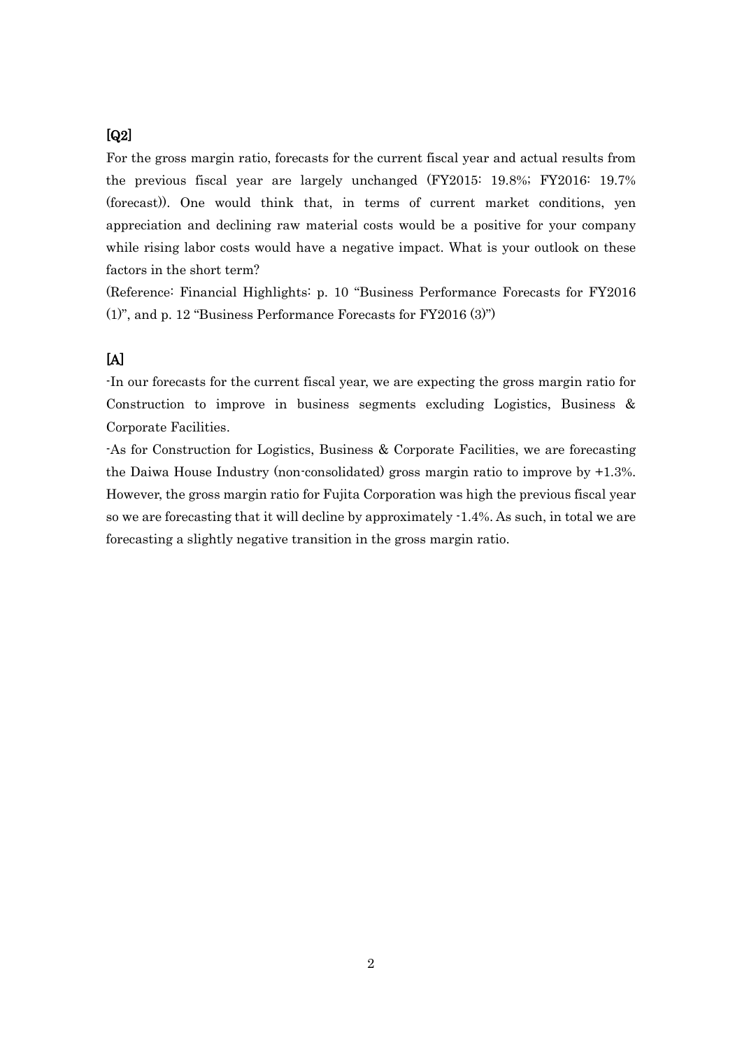[Q2]

For the gross margin ratio, forecasts for the current fiscal year and actual results from the previous fiscal year are largely unchanged (FY2015: 19.8%; FY2016: 19.7% (forecast)). One would think that, in terms of current market conditions, yen appreciation and declining raw material costs would be a positive for your company while rising labor costs would have a negative impact. What is your outlook on these factors in the short term?

(Reference: Financial Highlights: p. 10 "Business Performance Forecasts for FY2016 (1)", and p. 12 "Business Performance Forecasts for FY2016 (3)")

[A]

-In our forecasts for the current fiscal year, we are expecting the gross margin ratio for Construction to improve in business segments excluding Logistics, Business & Corporate Facilities.

-As for Construction for Logistics, Business & Corporate Facilities, we are forecasting the Daiwa House Industry (non-consolidated) gross margin ratio to improve by +1.3%. However, the gross margin ratio for Fujita Corporation was high the previous fiscal year so we are forecasting that it will decline by approximately -1.4%. As such, in total we are forecasting a slightly negative transition in the gross margin ratio.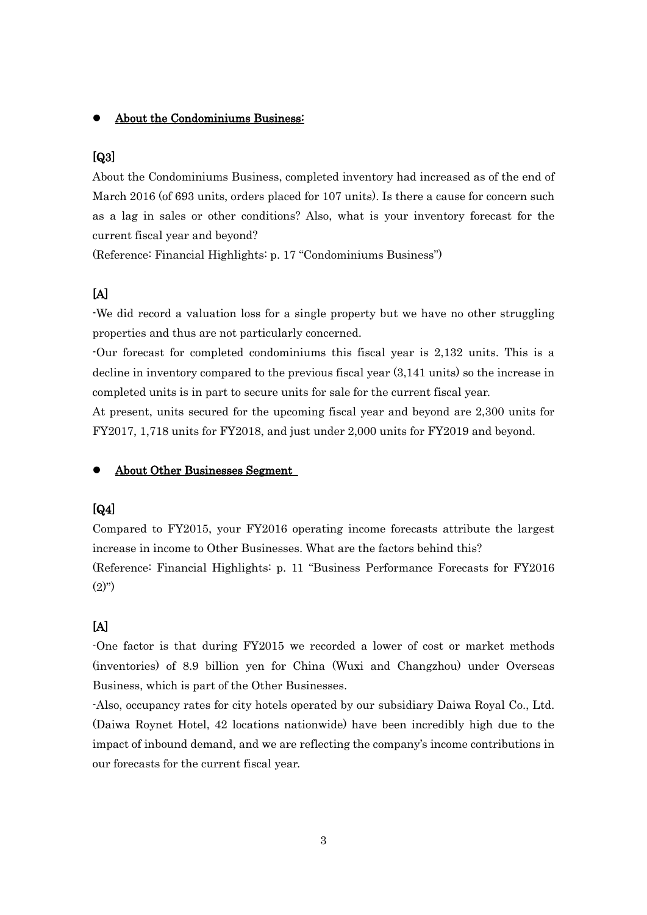- **About the Condominiums Business:**

**[Q3]**

About the Condominiums Business, completed inventory had increased as of the end of March 2016 (of 693 units, orders placed for 107 units). Is there a cause for concern such as a lag in sales or other conditions? Also, what is your inventory forecast for the current fiscal year and beyond?

(Reference: Financial Highlights: p. 17 "Condominiums Business")

**[A]**

-We did record a valuation loss for a single property but we have no other struggling properties and thus are not particularly concerned.

-Our forecast for completed condominiums this fiscal year is 2,132 units. This is a decline in inventory compared to the previous fiscal year (3,141 units) so the increase in completed units is in part to secure units for sale for the current fiscal year.

At present, units secured for the upcoming fiscal year and beyond are 2,300 units for FY2017, 1,718 units for FY2018, and just under 2,000 units for FY2019 and beyond.

- **About Other Businesses Segment**

**[Q4]**

Compared to FY2015, your FY2016 operating income forecasts attribute the largest increase in income to Other Businesses. What are the factors behind this?

(Reference: Financial Highlights: p. 11 "Business Performance Forecasts for FY2016 (2)")

**[A]**

-One factor is that during FY2015 we recorded a lower of cost or market methods (inventories) of 8.9 billion yen for China (Wuxi and Changzhou) under Overseas Business, which is part of the Other Businesses.

-Also, occupancy rates for city hotels operated by our subsidiary Daiwa Royal Co., Ltd. (Daiwa Roynet Hotel, 42 locations nationwide) have been incredibly high due to the impact of inbound demand, and we are reflecting the company's income contributions in our forecasts for the current fiscal year.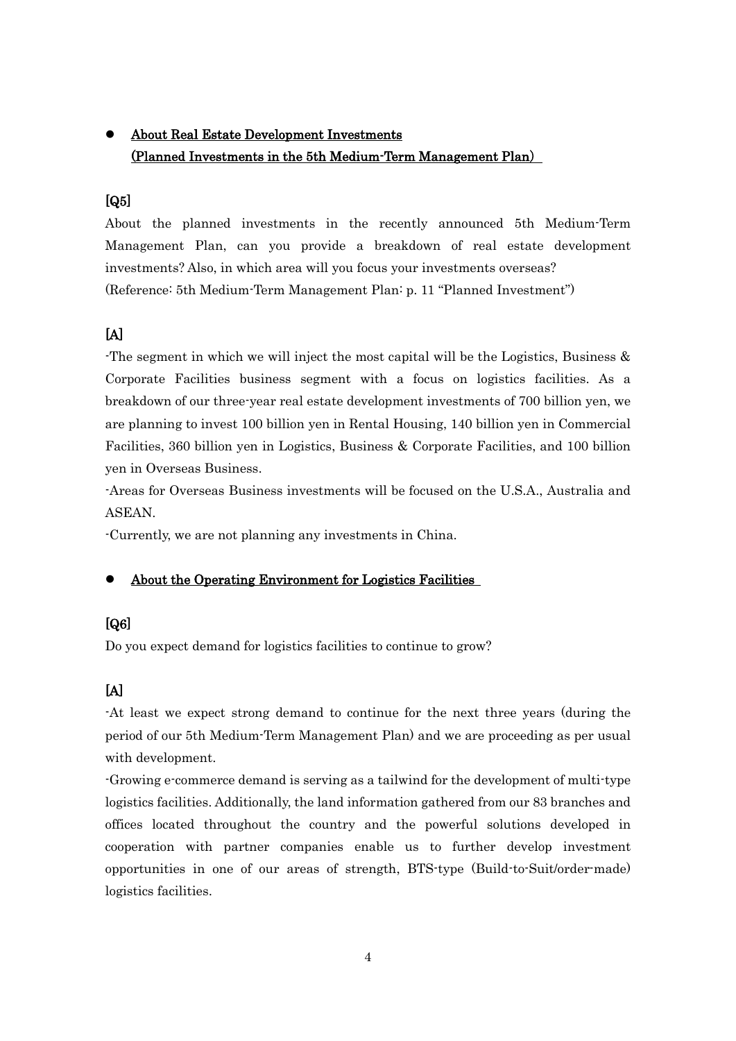- **About Real Estate Development Investments (Planned Investments in the 5th Medium-Term Management Plan)**

**[Q5]**

About the planned investments in the recently announced 5th Medium-Term Management Plan, can you provide a breakdown of real estate development investments? Also, in which area will you focus your investments overseas?
(Reference: 5th Medium-Term Management Plan: p. 11 "Planned Investment")

**[A]**

-The segment in which we will inject the most capital will be the Logistics, Business & Corporate Facilities business segment with a focus on logistics facilities. As a breakdown of our three-year real estate development investments of 700 billion yen, we are planning to invest 100 billion yen in Rental Housing, 140 billion yen in Commercial Facilities, 360 billion yen in Logistics, Business & Corporate Facilities, and 100 billion yen in Overseas Business.

-Areas for Overseas Business investments will be focused on the U.S.A., Australia and ASEAN.

-Currently, we are not planning any investments in China.

- **About the Operating Environment for Logistics Facilities**

**[Q6]**

Do you expect demand for logistics facilities to continue to grow?

**[A]**

-At least we expect strong demand to continue for the next three years (during the period of our 5th Medium-Term Management Plan) and we are proceeding as per usual with development.

-Growing e-commerce demand is serving as a tailwind for the development of multi-type logistics facilities. Additionally, the land information gathered from our 83 branches and offices located throughout the country and the powerful solutions developed in cooperation with partner companies enable us to further develop investment opportunities in one of our areas of strength, BTS-type (Build-to-Suit/order-made) logistics facilities.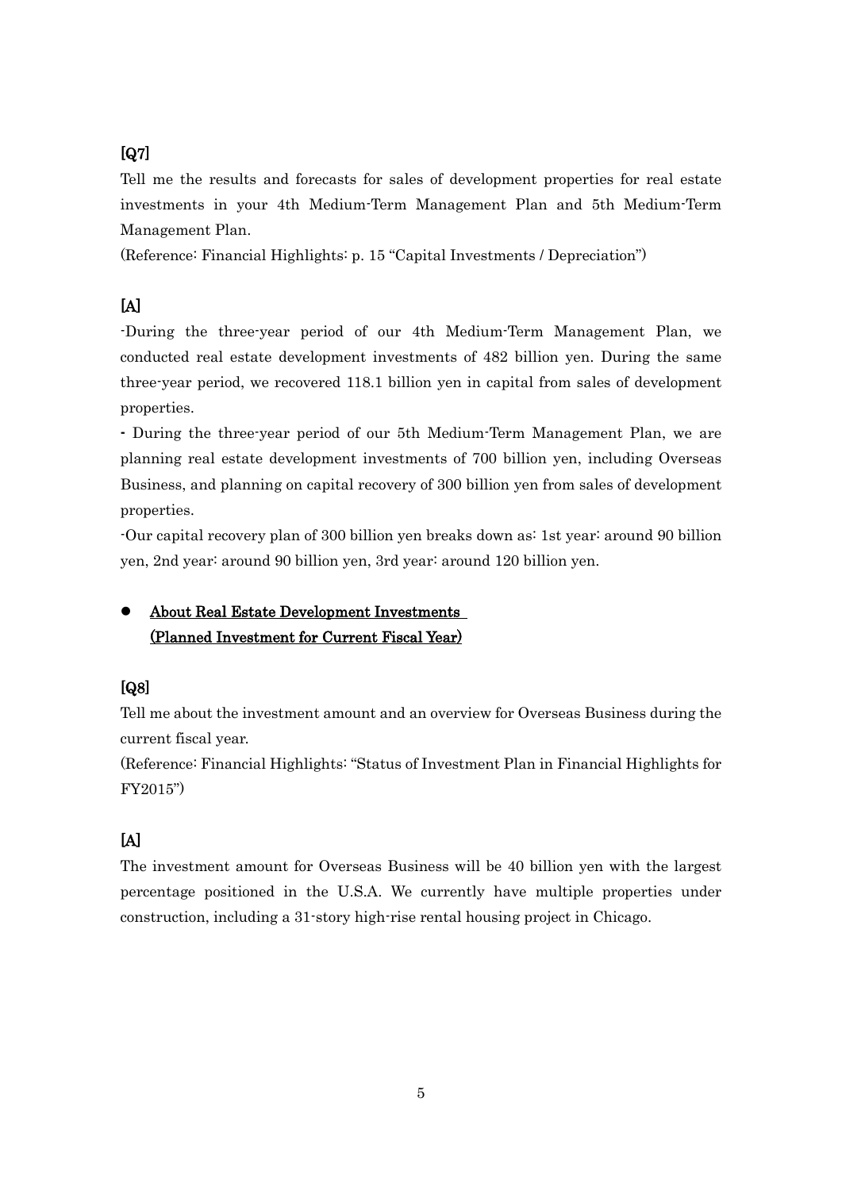**[Q7]**

Tell me the results and forecasts for sales of development properties for real estate investments in your 4th Medium-Term Management Plan and 5th Medium-Term Management Plan.

(Reference: Financial Highlights: p. 15 "Capital Investments / Depreciation")

**[A]**

-During the three-year period of our 4th Medium-Term Management Plan, we conducted real estate development investments of 482 billion yen. During the same three-year period, we recovered 118.1 billion yen in capital from sales of development properties.

- During the three-year period of our 5th Medium-Term Management Plan, we are planning real estate development investments of 700 billion yen, including Overseas Business, and planning on capital recovery of 300 billion yen from sales of development properties.

-Our capital recovery plan of 300 billion yen breaks down as: 1st year: around 90 billion yen, 2nd year: around 90 billion yen, 3rd year: around 120 billion yen.

- **About Real Estate Development Investments (Planned Investment for Current Fiscal Year)**

**[Q8]**

Tell me about the investment amount and an overview for Overseas Business during the current fiscal year.

(Reference: Financial Highlights: "Status of Investment Plan in Financial Highlights for FY2015")

**[A]**

The investment amount for Overseas Business will be 40 billion yen with the largest percentage positioned in the U.S.A. We currently have multiple properties under construction, including a 31-story high-rise rental housing project in Chicago.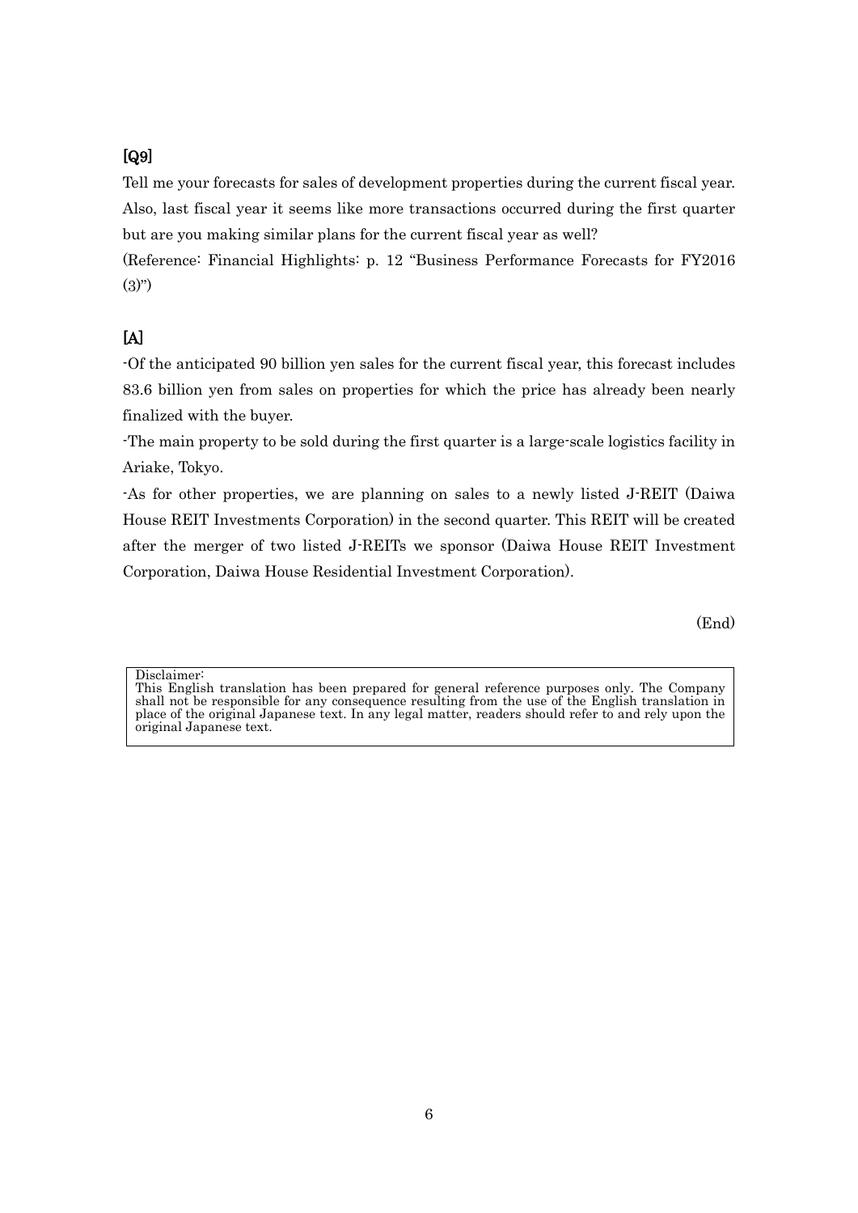**[Q9]**

Tell me your forecasts for sales of development properties during the current fiscal year. Also, last fiscal year it seems like more transactions occurred during the first quarter but are you making similar plans for the current fiscal year as well?

(Reference: Financial Highlights: p. 12 "Business Performance Forecasts for FY2016 (3)")

**[A]**

-Of the anticipated 90 billion yen sales for the current fiscal year, this forecast includes 83.6 billion yen from sales on properties for which the price has already been nearly finalized with the buyer.

-The main property to be sold during the first quarter is a large-scale logistics facility in Ariake, Tokyo.

-As for other properties, we are planning on sales to a newly listed J-REIT (Daiwa House REIT Investments Corporation) in the second quarter. This REIT will be created after the merger of two listed J-REITs we sponsor (Daiwa House REIT Investment Corporation, Daiwa House Residential Investment Corporation).

(End)

Disclaimer:
This English translation has been prepared for general reference purposes only. The Company shall not be responsible for any consequence resulting from the use of the English translation in place of the original Japanese text. In any legal matter, readers should refer to and rely upon the original Japanese text.